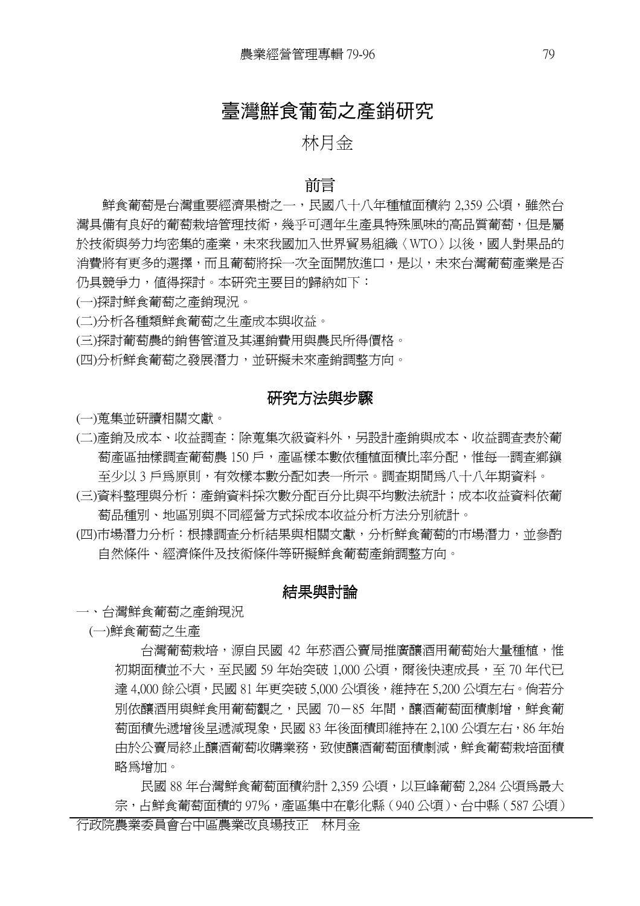# 臺灣鮮食葡萄之產銷研究

林月金

## 前言

鮮食葡萄是台灣重要經濟果樹之一，民國八十八年種植面積約 2,359 公頃，雖然台灣具備有良好的葡萄栽培管理技術，幾乎可週年生產具特殊風味的高品質葡萄，但是屬於技術與勞力均密集的產業，未來我國加入世界貿易組織〈WTO〉以後，國人對果品的消費將有更多的選擇，而且葡萄將採一次全面開放進口，是以，未來台灣葡萄產業是否仍具競爭力，值得探討。本研究主要目的歸納如下：

(一)探討鮮食葡萄之產銷現況。

(二)分析各種類鮮食葡萄之生產成本與收益。

(三)探討葡萄農的銷售管道及其運銷費用與農民所得價格。

(四)分析鮮食葡萄之發展潛力，並研擬未來產銷調整方向。

## 研究方法與步驟

(一)蒐集並研讀相關文獻。

(二)產銷及成本、收益調查：除蒐集次級資料外，另設計產銷與成本、收益調查表於葡萄產區抽樣調查葡萄農 150 戶，產區樣本數依種植面積比率分配，惟每一調查鄉鎮至少以 3 戶為原則，有效樣本數分配如表一所示。調查期間為八十八年期資料。

(三)資料整理與分析：產銷資料採次數分配百分比與平均數法統計；成本收益資料依葡萄品種別、地區別與不同經營方式採成本收益分析方法分別統計。

(四)市場潛力分析：根據調查分析結果與相關文獻，分析鮮食葡萄的市場潛力，並參酌自然條件、經濟條件及技術條件等研擬鮮食葡萄產銷調整方向。

## 結果與討論

一、台灣鮮食葡萄之產銷現況

(一)鮮食葡萄之生產

台灣葡萄栽培，源自民國 42 年菸酒公賣局推廣釀酒用葡萄始大量種植，惟初期面積並不大，至民國 59 年始突破 1,000 公頃，爾後快速成長，至 70 年代已達 4,000 餘公頃，民國 81 年更突破 5,000 公頃後，維持在 5,200 公頃左右。倘若分別依釀酒用與鮮食用葡萄觀之，民國 70－85 年間，釀酒葡萄面積劇增，鮮食葡萄面積先遞增後呈遞減現象，民國 83 年後面積即維持在 2,100 公頃左右，86 年始由於公賣局終止釀酒葡萄收購業務，致使釀酒葡萄面積劇減，鮮食葡萄栽培面積略為增加。

民國 88 年台灣鮮食葡萄面積約計 2,359 公頃，以巨峰葡萄 2,284 公頃為最大宗，占鮮食葡萄面積的 97%，產區集中在彰化縣（940 公頃）、台中縣（587 公頃）

行政院農業委員會台中區農業改良場技正　林月金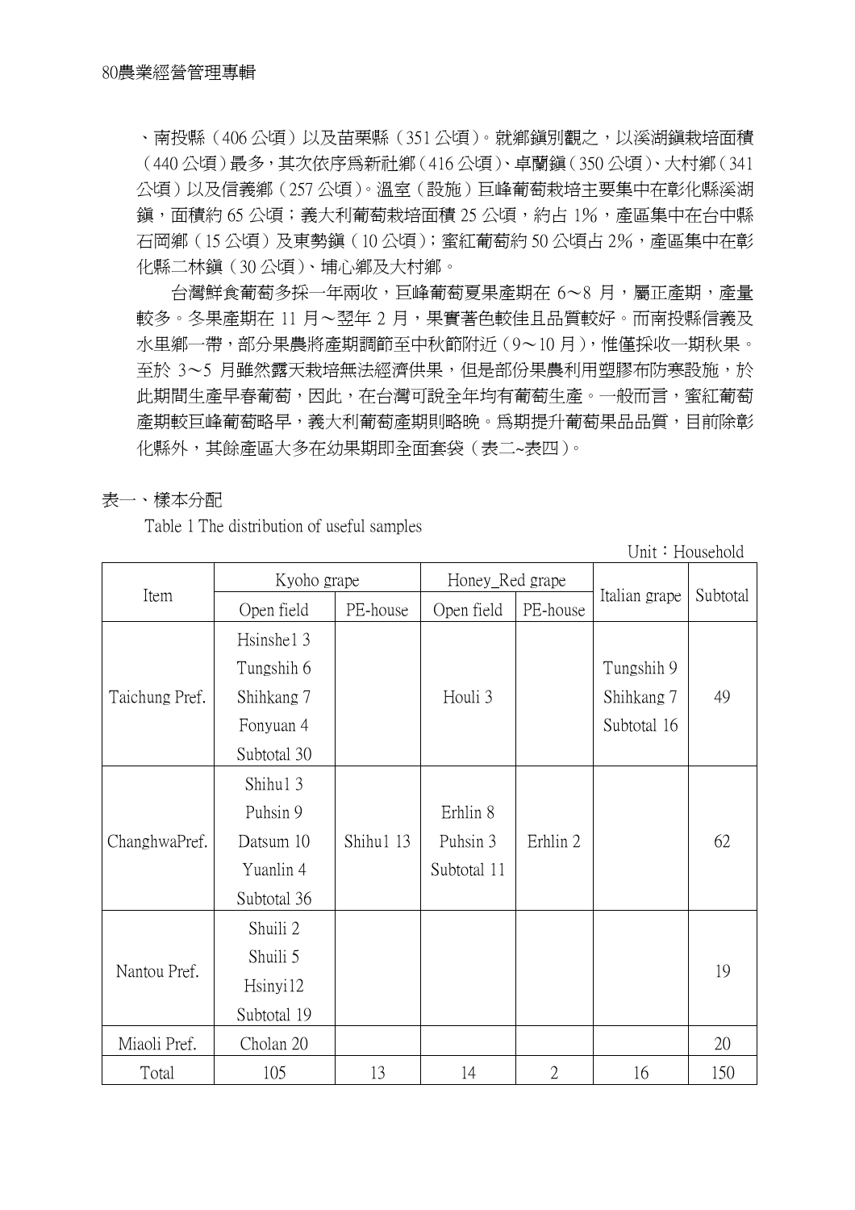、南投縣（406 公頃）以及苗栗縣（351 公頃）。就鄉鎮別觀之，以溪湖鎮栽培面積（440 公頃）最多，其次依序為新社鄉（416 公頃）、卓蘭鎮（350 公頃）、大村鄉（341 公頃）以及信義鄉（257 公頃）。溫室（設施）巨峰葡萄栽培主要集中在彰化縣溪湖鎮，面積約 65 公頃；義大利葡萄栽培面積 25 公頃，約占 1%，產區集中在台中縣石岡鄉（15 公頃）及東勢鎮（10 公頃）；蜜紅葡萄約 50 公頃占 2%，產區集中在彰化縣二林鎮（30 公頃）、埔心鄉及大村鄉。

台灣鮮食葡萄多採一年兩收，巨峰葡萄夏果產期在 6～8 月，屬正產期，產量較多。冬果產期在 11 月～翌年 2 月，果實著色較佳且品質較好。而南投縣信義及水里鄉一帶，部分果農將產期調節至中秋節附近（9～10 月），惟僅採收一期秋果。至於 3～5 月雖然露天栽培無法經濟供果，但是部份果農利用塑膠布防寒設施，於此期間生產早春葡萄，因此，在台灣可說全年均有葡萄生產。一般而言，蜜紅葡萄產期較巨峰葡萄略早，義大利葡萄產期則略晚。為期提升葡萄果品品質，目前除彰化縣外，其餘產區大多在幼果期即全面套袋（表二~表四）。

表一、樣本分配

Table 1 The distribution of useful samples

Unit：Household

| Item | Kyoho grape | | Honey_Red grape | | Italian grape | Subtotal |
|---|---|---|---|---|---|---|
| | Open field | PE-house | Open field | PE-house | | |
| Taichung Pref. | Hsinshe1 3<br>Tungshih 6<br>Shihkang 7<br>Fonyuan 4<br>Subtotal 30 | | Houli 3 | | Tungshih 9<br>Shihkang 7<br>Subtotal 16 | 49 |
| ChanghwaPref. | Shihu1 3<br>Puhsin 9<br>Datsum 10<br>Yuanlin 4<br>Subtotal 36 | Shihu1 13 | Erhlin 8<br>Puhsin 3<br>Subtotal 11 | Erhlin 2 | | 62 |
| Nantou Pref. | Shuili 2<br>Shuili 5<br>Hsinyi12<br>Subtotal 19 | | | | | 19 |
| Miaoli Pref. | Cholan 20 | | | | | 20 |
| Total | 105 | 13 | 14 | 2 | 16 | 150 |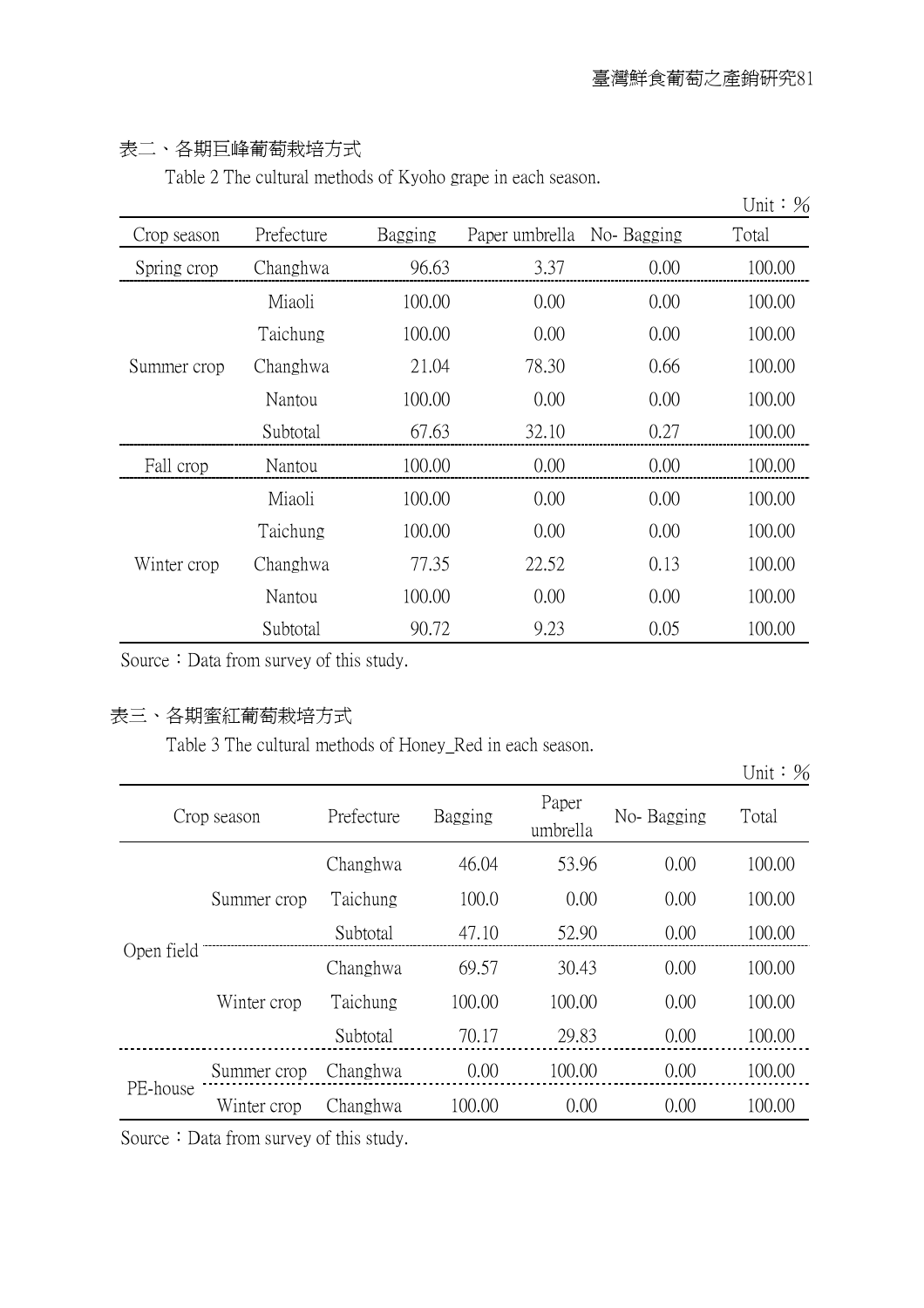表二、各期巨峰葡萄栽培方式

Table 2 The cultural methods of Kyoho grape in each season.

Unit：%

| Crop season | Prefecture | Bagging | Paper umbrella | No- Bagging | Total |
|---|---|---|---|---|---|
| Spring crop | Changhwa | 96.63 | 3.37 | 0.00 | 100.00 |
| Summer crop | Miaoli | 100.00 | 0.00 | 0.00 | 100.00 |
| | Taichung | 100.00 | 0.00 | 0.00 | 100.00 |
| | Changhwa | 21.04 | 78.30 | 0.66 | 100.00 |
| | Nantou | 100.00 | 0.00 | 0.00 | 100.00 |
| | Subtotal | 67.63 | 32.10 | 0.27 | 100.00 |
| Fall crop | Nantou | 100.00 | 0.00 | 0.00 | 100.00 |
| Winter crop | Miaoli | 100.00 | 0.00 | 0.00 | 100.00 |
| | Taichung | 100.00 | 0.00 | 0.00 | 100.00 |
| | Changhwa | 77.35 | 22.52 | 0.13 | 100.00 |
| | Nantou | 100.00 | 0.00 | 0.00 | 100.00 |
| | Subtotal | 90.72 | 9.23 | 0.05 | 100.00 |

Source：Data from survey of this study.

表三、各期蜜紅葡萄栽培方式

Table 3 The cultural methods of Honey_Red in each season.

Unit：%

| Crop season | | Prefecture | Bagging | Paper umbrella | No- Bagging | Total |
|---|---|---|---|---|---|---|
| Open field | Summer crop | Changhwa | 46.04 | 53.96 | 0.00 | 100.00 |
| | | Taichung | 100.0 | 0.00 | 0.00 | 100.00 |
| | | Subtotal | 47.10 | 52.90 | 0.00 | 100.00 |
| | Winter crop | Changhwa | 69.57 | 30.43 | 0.00 | 100.00 |
| | | Taichung | 100.00 | 100.00 | 0.00 | 100.00 |
| | | Subtotal | 70.17 | 29.83 | 0.00 | 100.00 |
| PE-house | Summer crop | Changhwa | 0.00 | 100.00 | 0.00 | 100.00 |
| | Winter crop | Changhwa | 100.00 | 0.00 | 0.00 | 100.00 |

Source：Data from survey of this study.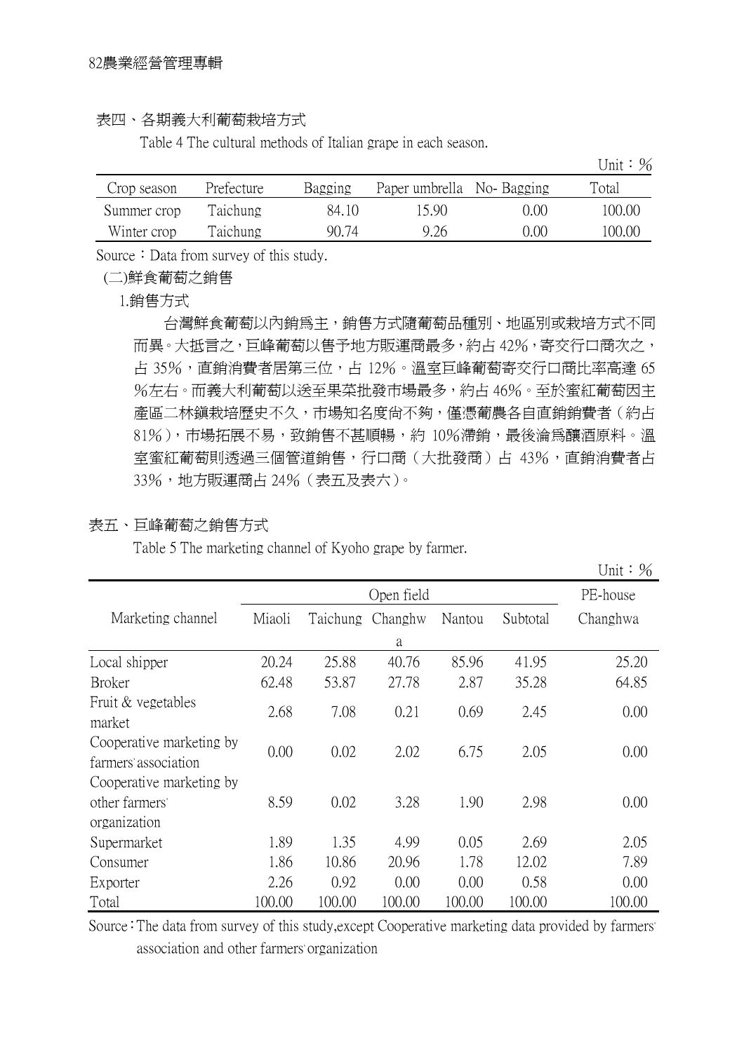表四、各期義大利葡萄栽培方式

Table 4 The cultural methods of Italian grape in each season.

Unit：%

| Crop season | Prefecture | Bagging | Paper umbrella | No- Bagging | Total |
|---|---|---|---|---|---|
| Summer crop | Taichung | 84.10 | 15.90 | 0.00 | 100.00 |
| Winter crop | Taichung | 90.74 | 9.26 | 0.00 | 100.00 |

Source：Data from survey of this study.

(二)鮮食葡萄之銷售

1.銷售方式

台灣鮮食葡萄以內銷爲主，銷售方式隨葡萄品種別、地區別或栽培方式不同而異。大抵言之，巨峰葡萄以售予地方販運商最多，約占 42%，寄交行口商次之，占 35%，直銷消費者居第三位，占 12%。溫室巨峰葡萄寄交行口商比率高達 65 %左右。而義大利葡萄以送至果菜批發市場最多，約占 46%。至於蜜紅葡萄因主產區二林鎮栽培歷史不久，市場知名度尚不夠，僅憑葡農各自直銷銷費者（約占 81%），市場拓展不易，致銷售不甚順暢，約 10%滯銷，最後淪爲釀酒原料。溫室蜜紅葡萄則透過三個管道銷售，行口商（大批發商）占 43%，直銷消費者占 33%，地方販運商占 24%（表五及表六）。

表五、巨峰葡萄之銷售方式

Table 5 The marketing channel of Kyoho grape by farmer.

Unit：%

| Marketing channel | Open field | | | | | PE-house |
|---|---|---|---|---|---|---|
| | Miaoli | Taichung | Changhwa | Nantou | Subtotal | Changhwa |
| Local shipper | 20.24 | 25.88 | 40.76 | 85.96 | 41.95 | 25.20 |
| Broker | 62.48 | 53.87 | 27.78 | 2.87 | 35.28 | 64.85 |
| Fruit & vegetables market | 2.68 | 7.08 | 0.21 | 0.69 | 2.45 | 0.00 |
| Cooperative marketing by farmers' association | 0.00 | 0.02 | 2.02 | 6.75 | 2.05 | 0.00 |
| Cooperative marketing by other farmers' organization | 8.59 | 0.02 | 3.28 | 1.90 | 2.98 | 0.00 |
| Supermarket | 1.89 | 1.35 | 4.99 | 0.05 | 2.69 | 2.05 |
| Consumer | 1.86 | 10.86 | 20.96 | 1.78 | 12.02 | 7.89 |
| Exporter | 2.26 | 0.92 | 0.00 | 0.00 | 0.58 | 0.00 |
| Total | 100.00 | 100.00 | 100.00 | 100.00 | 100.00 | 100.00 |

Source：The data from survey of this study,except Cooperative marketing data provided by farmers' association and other farmers' organization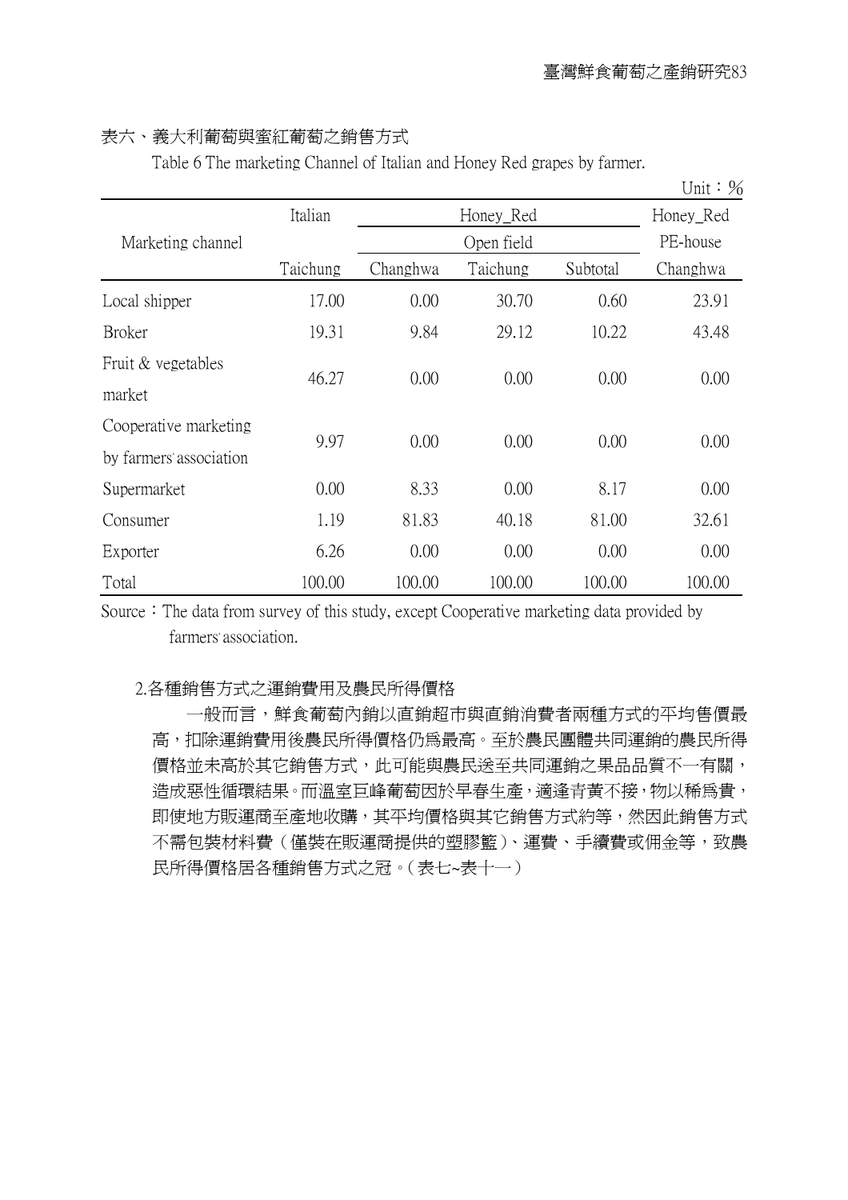表六、義大利葡萄與蜜紅葡萄之銷售方式

Table 6 The marketing Channel of Italian and Honey Red grapes by farmer.

Unit：%

| Marketing channel | Italian | Honey_Red | | | Honey_Red |
|---|---|---|---|---|---|
| | | Open field | | | PE-house |
| | Taichung | Changhwa | Taichung | Subtotal | Changhwa |
| Local shipper | 17.00 | 0.00 | 30.70 | 0.60 | 23.91 |
| Broker | 19.31 | 9.84 | 29.12 | 10.22 | 43.48 |
| Fruit & vegetables market | 46.27 | 0.00 | 0.00 | 0.00 | 0.00 |
| Cooperative marketing by farmers' association | 9.97 | 0.00 | 0.00 | 0.00 | 0.00 |
| Supermarket | 0.00 | 8.33 | 0.00 | 8.17 | 0.00 |
| Consumer | 1.19 | 81.83 | 40.18 | 81.00 | 32.61 |
| Exporter | 6.26 | 0.00 | 0.00 | 0.00 | 0.00 |
| Total | 100.00 | 100.00 | 100.00 | 100.00 | 100.00 |

Source：The data from survey of this study, except Cooperative marketing data provided by farmers' association.

2.各種銷售方式之運銷費用及農民所得價格

一般而言，鮮食葡萄內銷以直銷超市與直銷消費者兩種方式的平均售價最高，扣除運銷費用後農民所得價格仍為最高。至於農民團體共同運銷的農民所得價格並未高於其它銷售方式，此可能與農民送至共同運銷之果品品質不一有關，造成惡性循環結果。而溫室巨峰葡萄因於早春生產，適逢青黃不接，物以稀為貴，即使地方販運商至產地收購，其平均價格與其它銷售方式約等，然因此銷售方式不需包裝材料費（僅裝在販運商提供的塑膠籃）、運費、手續費或佣金等，致農民所得價格居各種銷售方式之冠。(表七~表十一)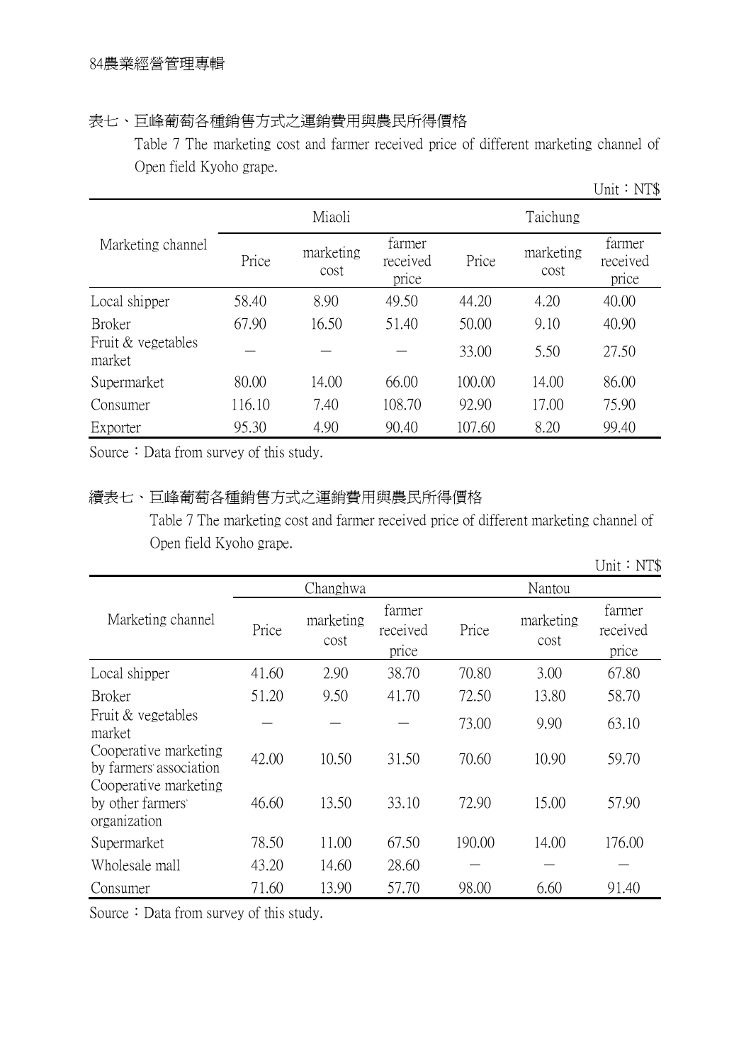表七、巨峰葡萄各種銷售方式之運銷費用與農民所得價格

Table 7 The marketing cost and farmer received price of different marketing channel of Open field Kyoho grape.

Unit：NT$

| Marketing channel | Miaoli | | | Taichung | | |
|---|---|---|---|---|---|---|
| | Price | marketing cost | farmer received price | Price | marketing cost | farmer received price |
| Local shipper | 58.40 | 8.90 | 49.50 | 44.20 | 4.20 | 40.00 |
| Broker | 67.90 | 16.50 | 51.40 | 50.00 | 9.10 | 40.90 |
| Fruit & vegetables market | — | — | — | 33.00 | 5.50 | 27.50 |
| Supermarket | 80.00 | 14.00 | 66.00 | 100.00 | 14.00 | 86.00 |
| Consumer | 116.10 | 7.40 | 108.70 | 92.90 | 17.00 | 75.90 |
| Exporter | 95.30 | 4.90 | 90.40 | 107.60 | 8.20 | 99.40 |

Source：Data from survey of this study.

續表七、巨峰葡萄各種銷售方式之運銷費用與農民所得價格

Table 7 The marketing cost and farmer received price of different marketing channel of Open field Kyoho grape.

Unit：NT$

| Marketing channel | Changhwa | | | Nantou | | |
|---|---|---|---|---|---|---|
| | Price | marketing cost | farmer received price | Price | marketing cost | farmer received price |
| Local shipper | 41.60 | 2.90 | 38.70 | 70.80 | 3.00 | 67.80 |
| Broker | 51.20 | 9.50 | 41.70 | 72.50 | 13.80 | 58.70 |
| Fruit & vegetables market | — | — | — | 73.00 | 9.90 | 63.10 |
| Cooperative marketing by farmers' association | 42.00 | 10.50 | 31.50 | 70.60 | 10.90 | 59.70 |
| Cooperative marketing by other farmers' organization | 46.60 | 13.50 | 33.10 | 72.90 | 15.00 | 57.90 |
| Supermarket | 78.50 | 11.00 | 67.50 | 190.00 | 14.00 | 176.00 |
| Wholesale mall | 43.20 | 14.60 | 28.60 | — | — | — |
| Consumer | 71.60 | 13.90 | 57.70 | 98.00 | 6.60 | 91.40 |

Source：Data from survey of this study.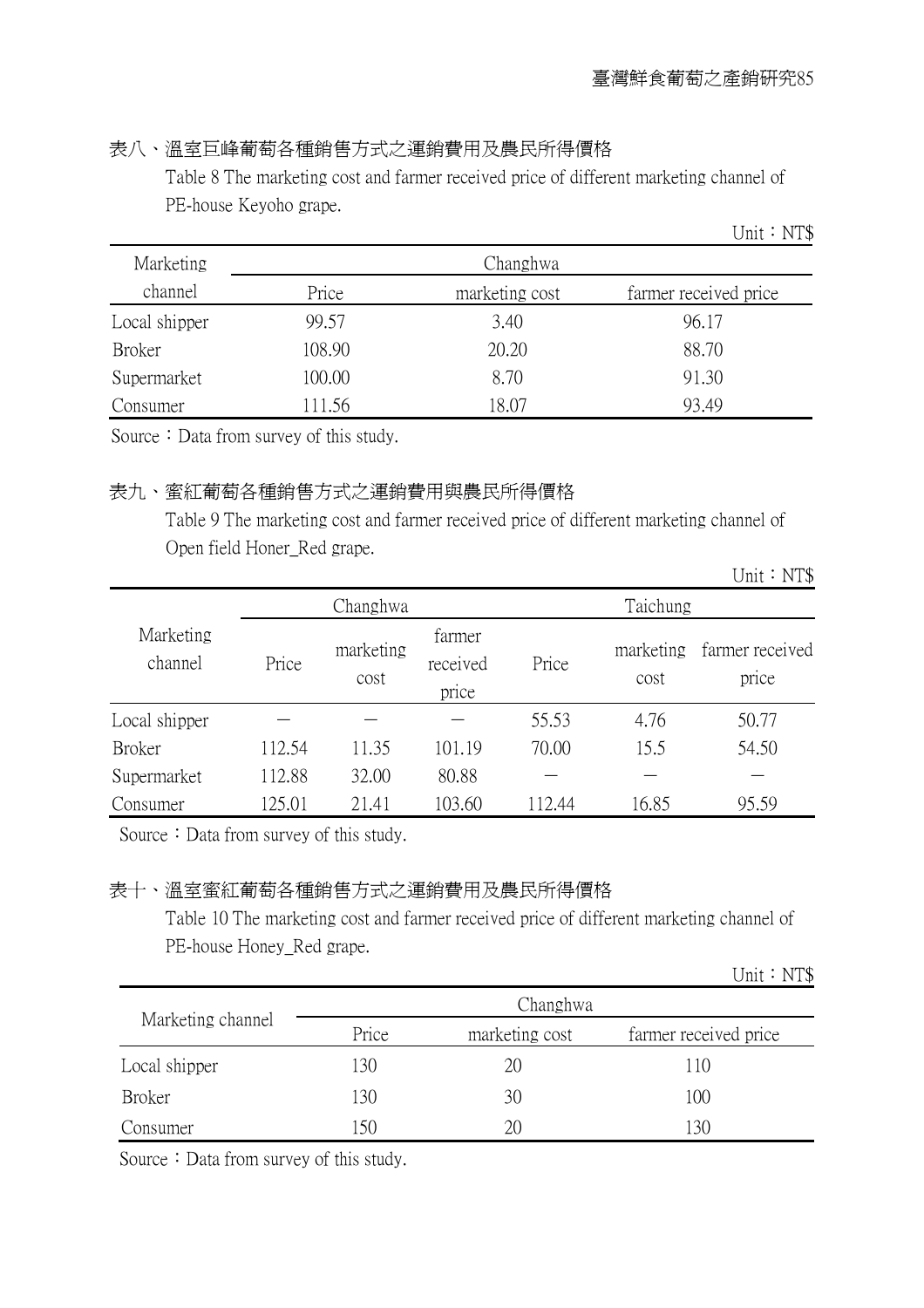表八、溫室巨峰葡萄各種銷售方式之運銷費用及農民所得價格

Table 8 The marketing cost and farmer received price of different marketing channel of PE-house Keyoho grape.

Unit：NT$

| Marketing channel | Changhwa | | |
|---|---|---|---|
| | Price | marketing cost | farmer received price |
| Local shipper | 99.57 | 3.40 | 96.17 |
| Broker | 108.90 | 20.20 | 88.70 |
| Supermarket | 100.00 | 8.70 | 91.30 |
| Consumer | 111.56 | 18.07 | 93.49 |

Source：Data from survey of this study.

表九、蜜紅葡萄各種銷售方式之運銷費用與農民所得價格

Table 9 The marketing cost and farmer received price of different marketing channel of Open field Honer_Red grape.

Unit：NT$

| Marketing channel | Changhwa | | | Taichung | | |
|---|---|---|---|---|---|---|
| | Price | marketing cost | farmer received price | Price | marketing cost | farmer received price |
| Local shipper | － | － | － | 55.53 | 4.76 | 50.77 |
| Broker | 112.54 | 11.35 | 101.19 | 70.00 | 15.5 | 54.50 |
| Supermarket | 112.88 | 32.00 | 80.88 | － | － | － |
| Consumer | 125.01 | 21.41 | 103.60 | 112.44 | 16.85 | 95.59 |

Source：Data from survey of this study.

表十、溫室蜜紅葡萄各種銷售方式之運銷費用及農民所得價格

Table 10 The marketing cost and farmer received price of different marketing channel of PE-house Honey_Red grape.

Unit：NT$

| Marketing channel | Changhwa | | |
|---|---|---|---|
| | Price | marketing cost | farmer received price |
| Local shipper | 130 | 20 | 110 |
| Broker | 130 | 30 | 100 |
| Consumer | 150 | 20 | 130 |

Source：Data from survey of this study.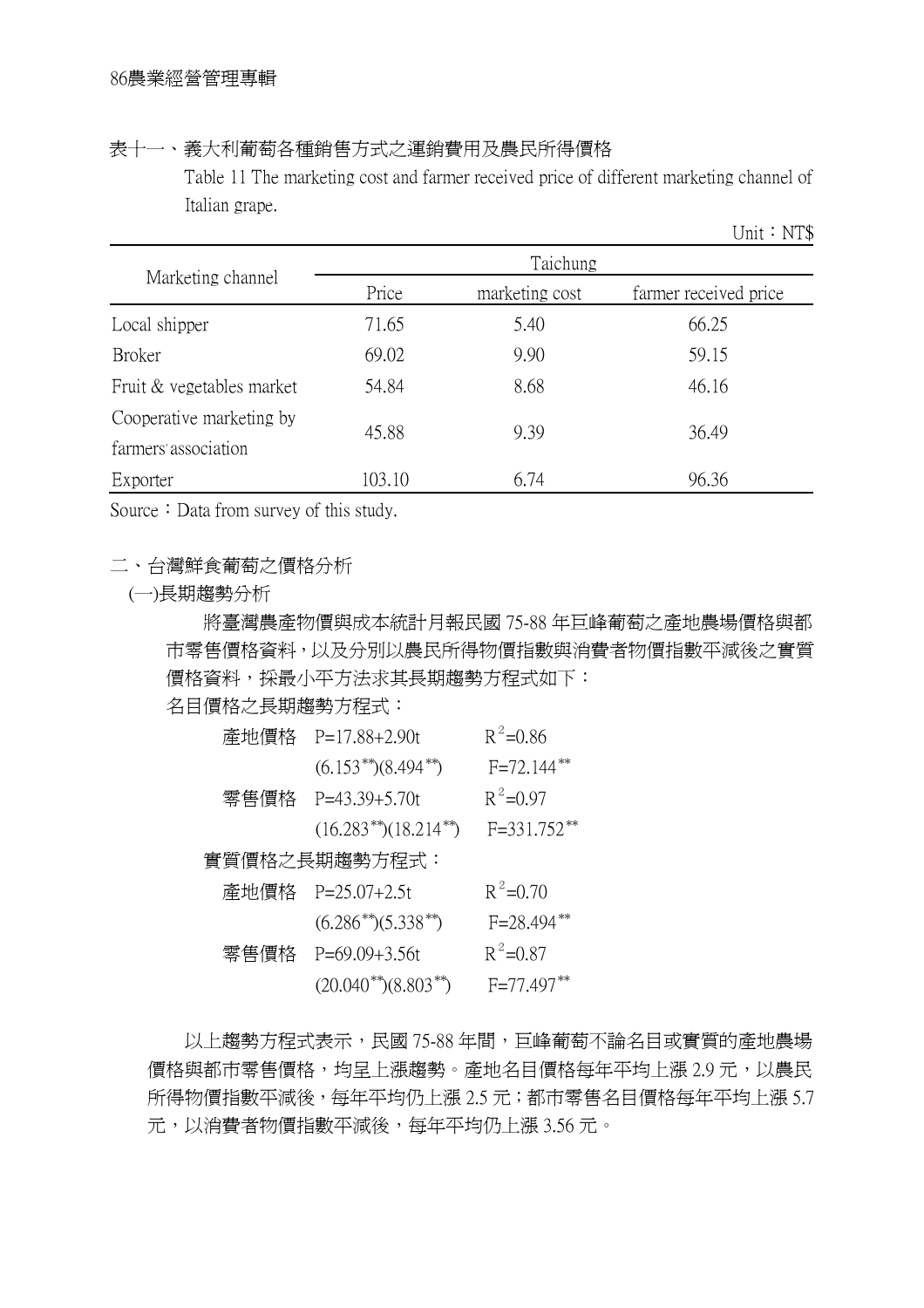表十一、義大利葡萄各種銷售方式之運銷費用及農民所得價格

Table 11 The marketing cost and farmer received price of different marketing channel of Italian grape.

Unit：NT$

| Marketing channel | Taichung | | |
|---|---|---|---|
| | Price | marketing cost | farmer received price |
| Local shipper | 71.65 | 5.40 | 66.25 |
| Broker | 69.02 | 9.90 | 59.15 |
| Fruit & vegetables market | 54.84 | 8.68 | 46.16 |
| Cooperative marketing by farmers' association | 45.88 | 9.39 | 36.49 |
| Exporter | 103.10 | 6.74 | 96.36 |

Source：Data from survey of this study.

## 二、台灣鮮食葡萄之價格分析

### (一)長期趨勢分析

將臺灣農產物價與成本統計月報民國 75-88 年巨峰葡萄之產地農場價格與都市零售價格資料，以及分別以農民所得物價指數與消費者物價指數平減後之實質價格資料，採最小平方法求其長期趨勢方程式如下：

名目價格之長期趨勢方程式：

產地價格 $P=17.88+2.90t$ $R^2=0.86$

$(6.153^{**})(8.494^{**})$ $F=72.144^{**}$

零售價格 $P=43.39+5.70t$ $R^2=0.97$

$(16.283^{**})(18.214^{**})$ $F=331.752^{**}$

實質價格之長期趨勢方程式：

產地價格 $P=25.07+2.5t$ $R^2=0.70$

$(6.286^{**})(5.338^{**})$ $F=28.494^{**}$

零售價格 $P=69.09+3.56t$ $R^2=0.87$

$(20.040^{**})(8.803^{**})$ $F=77.497^{**}$

以上趨勢方程式表示，民國 75-88 年間，巨峰葡萄不論名目或實質的產地農場價格與都市零售價格，均呈上漲趨勢。產地名目價格每年平均上漲 2.9 元，以農民所得物價指數平減後，每年平均仍上漲 2.5 元；都市零售名目價格每年平均上漲 5.7 元，以消費者物價指數平減後，每年平均仍上漲 3.56 元。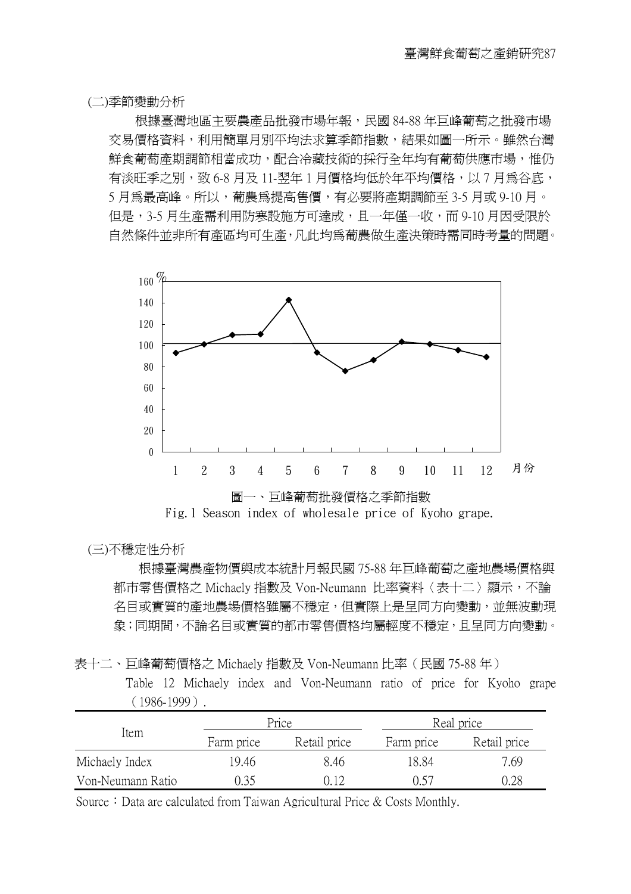(二)季節變動分析

根據臺灣地區主要農產品批發市場年報，民國 84-88 年巨峰葡萄之批發市場交易價格資料，利用簡單月別平均法求算季節指數，結果如圖一所示。雖然台灣鮮食葡萄產期調節相當成功，配合冷藏技術的採行全年均有葡萄供應市場，惟仍有淡旺季之別，致 6-8 月及 11-翌年 1 月價格均低於年平均價格，以 7 月為谷底，5 月為最高峰。所以，葡農為提高售價，有必要將產期調節至 3-5 月或 9-10 月。但是，3-5 月生產需利用防寒設施方可達成，且一年僅一收，而 9-10 月因受限於自然條件並非所有產區均可生產，凡此均為葡農做生產決策時需同時考量的問題。

圖一、巨峰葡萄批發價格之季節指數

Fig.1 Season index of wholesale price of Kyoho grape.

(三)不穩定性分析

根據臺灣農產物價與成本統計月報民國 75-88 年巨峰葡萄之產地農場價格與都市零售價格之 Michaely 指數及 Von-Neumann 比率資料〈表十二〉顯示，不論名目或實質的產地農場價格雖屬不穩定，但實際上是呈同方向變動，並無波動現象；同期間，不論名目或實質的都市零售價格均屬輕度不穩定，且呈同方向變動。

表十二、巨峰葡萄價格之 Michaely 指數及 Von-Neumann 比率（民國 75-88 年）

Table 12 Michaely index and Von-Neumann ratio of price for Kyoho grape（1986-1999）.

| Item | Price | | Real price | |
|---|---|---|---|---|
| | Farm price | Retail price | Farm price | Retail price |
| Michaely Index | 19.46 | 8.46 | 18.84 | 7.69 |
| Von-Neumann Ratio | 0.35 | 0.12 | 0.57 | 0.28 |

Source：Data are calculated from Taiwan Agricultural Price & Costs Monthly.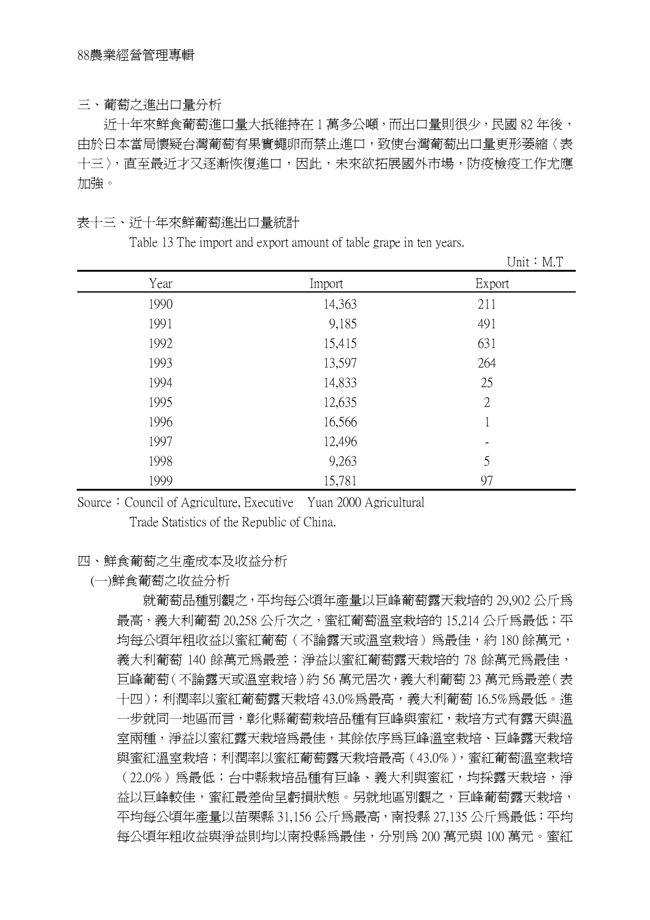### 三、葡萄之進出口量分析

近十年來鮮食葡萄進口量大抵維持在 1 萬多公噸，而出口量則很少，民國 82 年後，由於日本當局懷疑台灣葡萄有果實蠅卵而禁止進口，致使台灣葡萄出口量更形萎縮〈表十三〉，直至最近才又逐漸恢復進口，因此，未來欲拓展國外市場，防疫檢疫工作尤應加強。

表十三、近十年來鮮葡萄進出口量統計

Table 13 The import and export amount of table grape in ten years.

Unit：M.T

| Year | Import | Export |
|---|---|---|
| 1990 | 14,363 | 211 |
| 1991 | 9,185 | 491 |
| 1992 | 15,415 | 631 |
| 1993 | 13,597 | 264 |
| 1994 | 14,833 | 25 |
| 1995 | 12,635 | 2 |
| 1996 | 16,566 | 1 |
| 1997 | 12,496 | - |
| 1998 | 9,263 | 5 |
| 1999 | 15,781 | 97 |

Source：Council of Agriculture, Executive　Yuan 2000 Agricultural Trade Statistics of the Republic of China.

### 四、鮮食葡萄之生產成本及收益分析

#### (一)鮮食葡萄之收益分析

就葡萄品種別觀之，平均每公頃年產量以巨峰葡萄露天栽培的 29,902 公斤為最高，義大利葡萄 20,258 公斤次之，蜜紅葡萄溫室栽培的 15,214 公斤為最低；平均每公頃年粗收益以蜜紅葡萄（不論露天或溫室栽培）為最佳，約 180 餘萬元，義大利葡萄 140 餘萬元為最差；淨益以蜜紅葡萄露天栽培的 78 餘萬元為最佳，巨峰葡萄（不論露天或溫室栽培）約 56 萬元居次，義大利葡萄 23 萬元為最差（表十四）；利潤率以蜜紅葡萄露天栽培 43.0%為最高，義大利葡萄 16.5%為最低。進一步就同一地區而言，彰化縣葡萄栽培品種有巨峰與蜜紅，栽培方式有露天與溫室兩種，淨益以蜜紅露天栽培為最佳，其餘依序為巨峰溫室栽培、巨峰露天栽培與蜜紅溫室栽培；利潤率以蜜紅葡萄露天栽培最高（43.0%），蜜紅葡萄溫室栽培（22.0%）為最低；台中縣栽培品種有巨峰、義大利與蜜紅，均採露天栽培，淨益以巨峰較佳，蜜紅最差尚呈虧損狀態。另就地區別觀之，巨峰葡萄露天栽培，平均每公頃年產量以苗栗縣 31,156 公斤為最高，南投縣 27,135 公斤為最低；平均每公頃年粗收益與淨益則均以南投縣為最佳，分別為 200 萬元與 100 萬元。蜜紅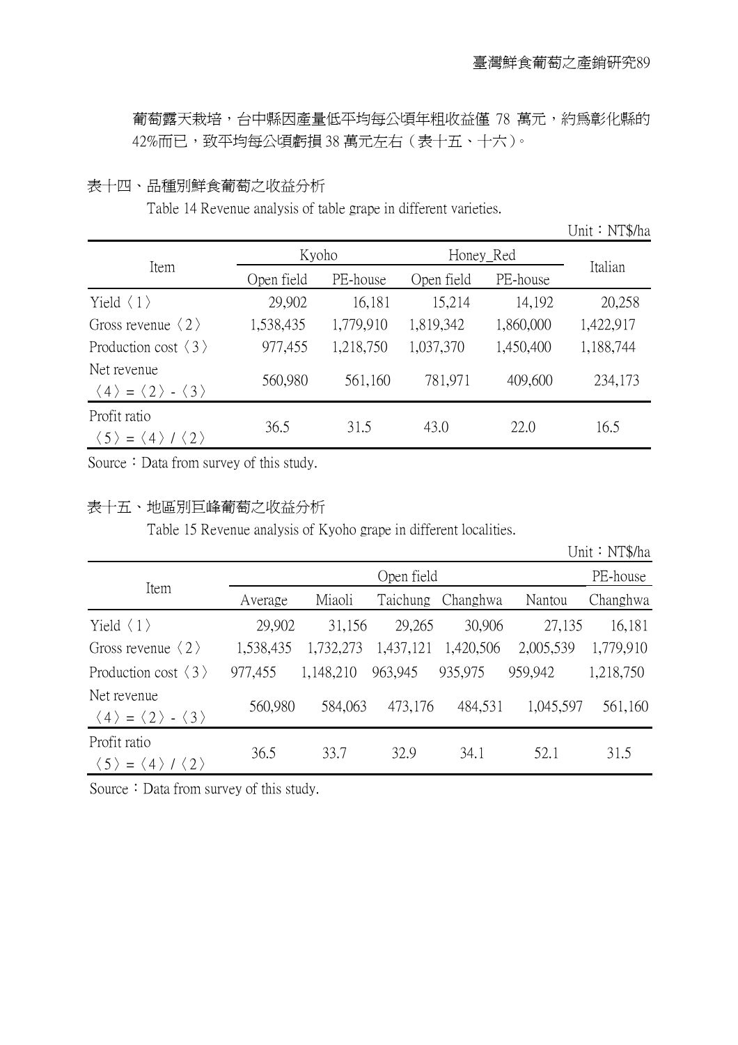葡萄露天栽培，台中縣因產量低平均每公頃年粗收益僅 78 萬元，約為彰化縣的 42%而已，致平均每公頃虧損 38 萬元左右（表十五、十六）。

表十四、品種別鮮食葡萄之收益分析

Table 14 Revenue analysis of table grape in different varieties.

Unit：NT$/ha

| Item | Kyoho | | Honey_Red | | Italian |
|---|---|---|---|---|---|
| | Open field | PE-house | Open field | PE-house | |
| Yield〈1〉 | 29,902 | 16,181 | 15,214 | 14,192 | 20,258 |
| Gross revenue〈2〉 | 1,538,435 | 1,779,910 | 1,819,342 | 1,860,000 | 1,422,917 |
| Production cost〈3〉 | 977,455 | 1,218,750 | 1,037,370 | 1,450,400 | 1,188,744 |
| Net revenue 〈4〉=〈2〉-〈3〉 | 560,980 | 561,160 | 781,971 | 409,600 | 234,173 |
| Profit ratio 〈5〉=〈4〉/〈2〉 | 36.5 | 31.5 | 43.0 | 22.0 | 16.5 |

Source：Data from survey of this study.

表十五、地區別巨峰葡萄之收益分析

Table 15 Revenue analysis of Kyoho grape in different localities.

Unit：NT$/ha

| Item | Open field | | | | | PE-house |
|---|---|---|---|---|---|---|
| | Average | Miaoli | Taichung | Changhwa | Nantou | Changhwa |
| Yield〈1〉 | 29,902 | 31,156 | 29,265 | 30,906 | 27,135 | 16,181 |
| Gross revenue〈2〉 | 1,538,435 | 1,732,273 | 1,437,121 | 1,420,506 | 2,005,539 | 1,779,910 |
| Production cost〈3〉 | 977,455 | 1,148,210 | 963,945 | 935,975 | 959,942 | 1,218,750 |
| Net revenue 〈4〉=〈2〉-〈3〉 | 560,980 | 584,063 | 473,176 | 484,531 | 1,045,597 | 561,160 |
| Profit ratio 〈5〉=〈4〉/〈2〉 | 36.5 | 33.7 | 32.9 | 34.1 | 52.1 | 31.5 |

Source：Data from survey of this study.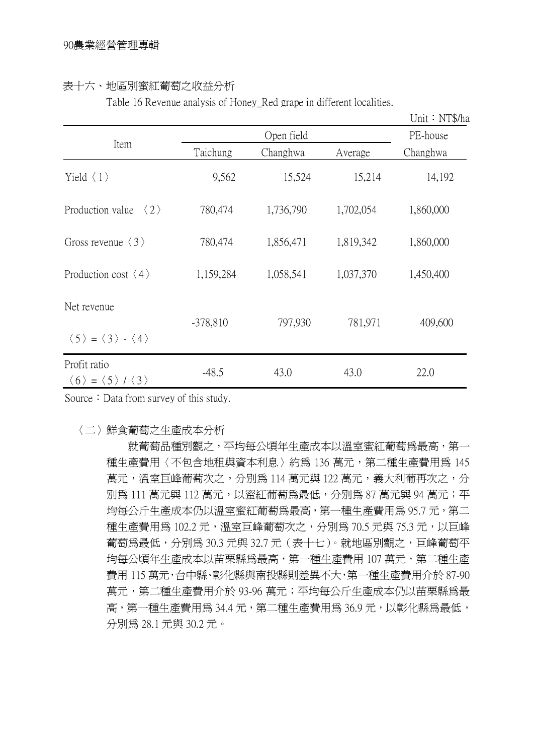表十六、地區別蜜紅葡萄之收益分析

Table 16 Revenue analysis of Honey_Red grape in different localities.

Unit：NT$/ha

| Item | Open field | | | PE-house |
|---|---|---|---|---|
| | Taichung | Changhwa | Average | Changhwa |
| Yield〈1〉 | 9,562 | 15,524 | 15,214 | 14,192 |
| Production value 〈2〉 | 780,474 | 1,736,790 | 1,702,054 | 1,860,000 |
| Gross revenue〈3〉 | 780,474 | 1,856,471 | 1,819,342 | 1,860,000 |
| Production cost〈4〉 | 1,159,284 | 1,058,541 | 1,037,370 | 1,450,400 |
| Net revenue 〈5〉=〈3〉-〈4〉 | -378,810 | 797,930 | 781,971 | 409,600 |
| Profit ratio 〈6〉=〈5〉/〈3〉 | -48.5 | 43.0 | 43.0 | 22.0 |

Source：Data from survey of this study.

〈二〉鮮食葡萄之生產成本分析

就葡萄品種別觀之，平均每公頃年生產成本以溫室蜜紅葡萄爲最高，第一種生產費用〈不包含地租與資本利息〉約爲 136 萬元，第二種生產費用爲 145 萬元，溫室巨峰葡萄次之，分別爲 114 萬元與 122 萬元，義大利葡再次之，分別爲 111 萬元與 112 萬元，以蜜紅葡萄爲最低，分別爲 87 萬元與 94 萬元；平均每公斤生產成本仍以溫室蜜紅葡萄爲最高，第一種生產費用爲 95.7 元，第二種生產費用爲 102.2 元，溫室巨峰葡萄次之，分別爲 70.5 元與 75.3 元，以巨峰葡萄爲最低，分別爲 30.3 元與 32.7 元（表十七）。就地區別觀之，巨峰葡萄平均每公頃年生產成本以苗栗縣爲最高，第一種生產費用 107 萬元，第二種生產費用 115 萬元，台中縣、彰化縣與南投縣則差異不大，第一種生產費用介於 87-90 萬元，第二種生產費用介於 93-96 萬元；平均每公斤生產成本仍以苗栗縣爲最高，第一種生產費用爲 34.4 元，第二種生產費用爲 36.9 元，以彰化縣爲最低，分別爲 28.1 元與 30.2 元。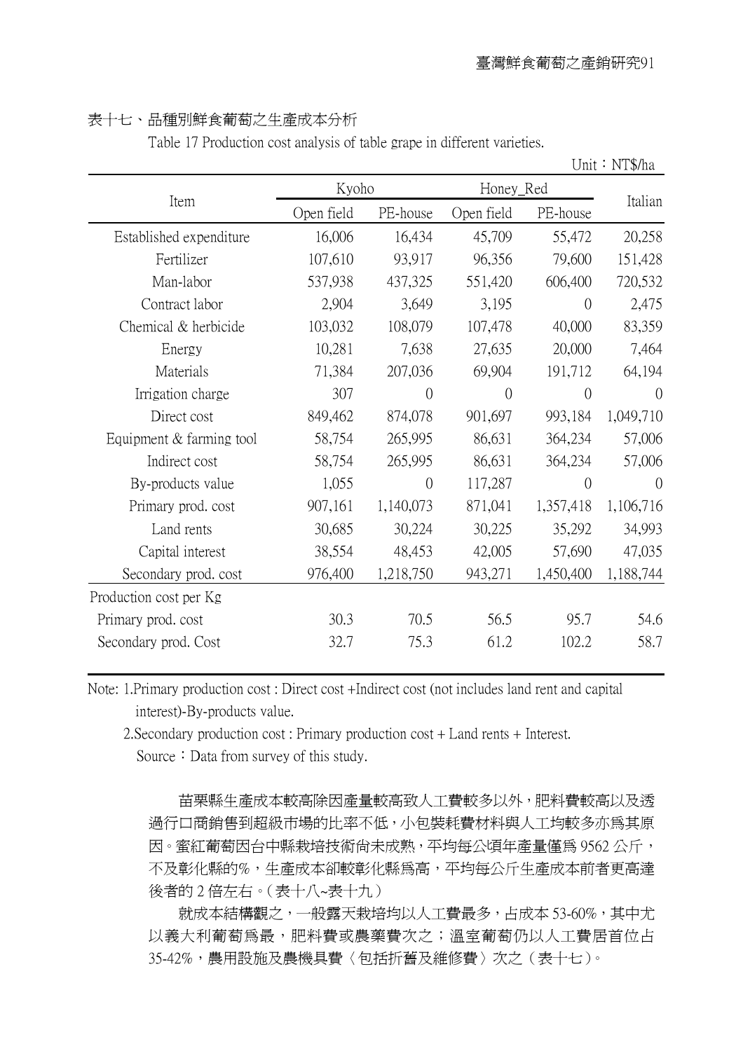表十七、品種別鮮食葡萄之生產成本分析

Table 17 Production cost analysis of table grape in different varieties.

Unit：NT$/ha

| Item | Kyoho | | Honey_Red | | Italian |
|---|---|---|---|---|---|
| | Open field | PE-house | Open field | PE-house | |
| Established expenditure | 16,006 | 16,434 | 45,709 | 55,472 | 20,258 |
| Fertilizer | 107,610 | 93,917 | 96,356 | 79,600 | 151,428 |
| Man-labor | 537,938 | 437,325 | 551,420 | 606,400 | 720,532 |
| Contract labor | 2,904 | 3,649 | 3,195 | 0 | 2,475 |
| Chemical & herbicide | 103,032 | 108,079 | 107,478 | 40,000 | 83,359 |
| Energy | 10,281 | 7,638 | 27,635 | 20,000 | 7,464 |
| Materials | 71,384 | 207,036 | 69,904 | 191,712 | 64,194 |
| Irrigation charge | 307 | 0 | 0 | 0 | 0 |
| Direct cost | 849,462 | 874,078 | 901,697 | 993,184 | 1,049,710 |
| Equipment & farming tool | 58,754 | 265,995 | 86,631 | 364,234 | 57,006 |
| Indirect cost | 58,754 | 265,995 | 86,631 | 364,234 | 57,006 |
| By-products value | 1,055 | 0 | 117,287 | 0 | 0 |
| Primary prod. cost | 907,161 | 1,140,073 | 871,041 | 1,357,418 | 1,106,716 |
| Land rents | 30,685 | 30,224 | 30,225 | 35,292 | 34,993 |
| Capital interest | 38,554 | 48,453 | 42,005 | 57,690 | 47,035 |
| Secondary prod. cost | 976,400 | 1,218,750 | 943,271 | 1,450,400 | 1,188,744 |
| Production cost per Kg | | | | | |
| Primary prod. cost | 30.3 | 70.5 | 56.5 | 95.7 | 54.6 |
| Secondary prod. Cost | 32.7 | 75.3 | 61.2 | 102.2 | 58.7 |

Note: 1.Primary production cost : Direct cost +Indirect cost (not includes land rent and capital interest)-By-products value.

2.Secondary production cost : Primary production cost + Land rents + Interest.

Source：Data from survey of this study.

苗栗縣生產成本較高除因產量較高致人工費較多以外，肥料費較高以及透過行口商銷售到超級市場的比率不低，小包裝耗費材料與人工均較多亦為其原因。蜜紅葡萄因台中縣栽培技術尚未成熟，平均每公頃年產量僅為 9562 公斤，不及彰化縣的%，生產成本卻較彰化縣為高，平均每公斤生產成本前者更高達後者的 2 倍左右。(表十八~表十九)

就成本結構觀之，一般露天栽培均以人工費最多，占成本 53-60%，其中尤以義大利葡萄為最，肥料費或農藥費次之；溫室葡萄仍以人工費居首位占 35-42%，農用設施及農機具費〈包括折舊及維修費〉次之（表十七）。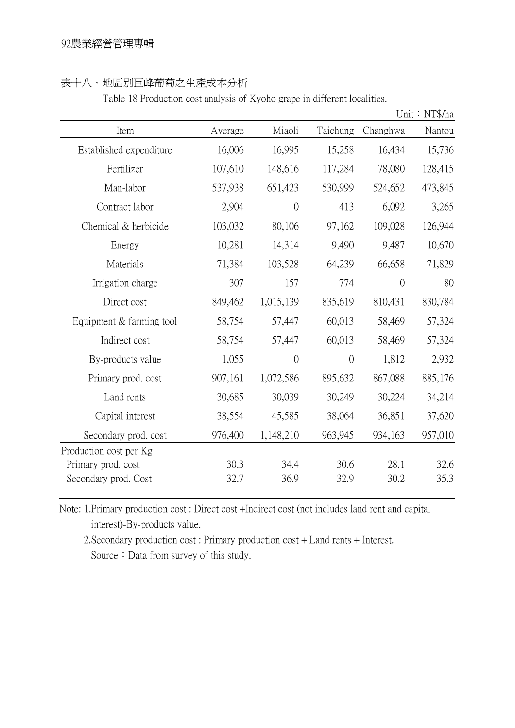表十八、地區別巨峰葡萄之生產成本分析

Table 18 Production cost analysis of Kyoho grape in different localities.

Unit：NT$/ha

| Item | Average | Miaoli | Taichung | Changhwa | Nantou |
|---|---|---|---|---|---|
| Established expenditure | 16,006 | 16,995 | 15,258 | 16,434 | 15,736 |
| Fertilizer | 107,610 | 148,616 | 117,284 | 78,080 | 128,415 |
| Man-labor | 537,938 | 651,423 | 530,999 | 524,652 | 473,845 |
| Contract labor | 2,904 | 0 | 413 | 6,092 | 3,265 |
| Chemical & herbicide | 103,032 | 80,106 | 97,162 | 109,028 | 126,944 |
| Energy | 10,281 | 14,314 | 9,490 | 9,487 | 10,670 |
| Materials | 71,384 | 103,528 | 64,239 | 66,658 | 71,829 |
| Irrigation charge | 307 | 157 | 774 | 0 | 80 |
| Direct cost | 849,462 | 1,015,139 | 835,619 | 810,431 | 830,784 |
| Equipment & farming tool | 58,754 | 57,447 | 60,013 | 58,469 | 57,324 |
| Indirect cost | 58,754 | 57,447 | 60,013 | 58,469 | 57,324 |
| By-products value | 1,055 | 0 | 0 | 1,812 | 2,932 |
| Primary prod. cost | 907,161 | 1,072,586 | 895,632 | 867,088 | 885,176 |
| Land rents | 30,685 | 30,039 | 30,249 | 30,224 | 34,214 |
| Capital interest | 38,554 | 45,585 | 38,064 | 36,851 | 37,620 |
| Secondary prod. cost | 976,400 | 1,148,210 | 963,945 | 934,163 | 957,010 |
| Production cost per Kg | | | | | |
| Primary prod. cost | 30.3 | 34.4 | 30.6 | 28.1 | 32.6 |
| Secondary prod. Cost | 32.7 | 36.9 | 32.9 | 30.2 | 35.3 |

Note: 1.Primary production cost : Direct cost +Indirect cost (not includes land rent and capital interest)-By-products value.

2.Secondary production cost : Primary production cost + Land rents + Interest.

Source：Data from survey of this study.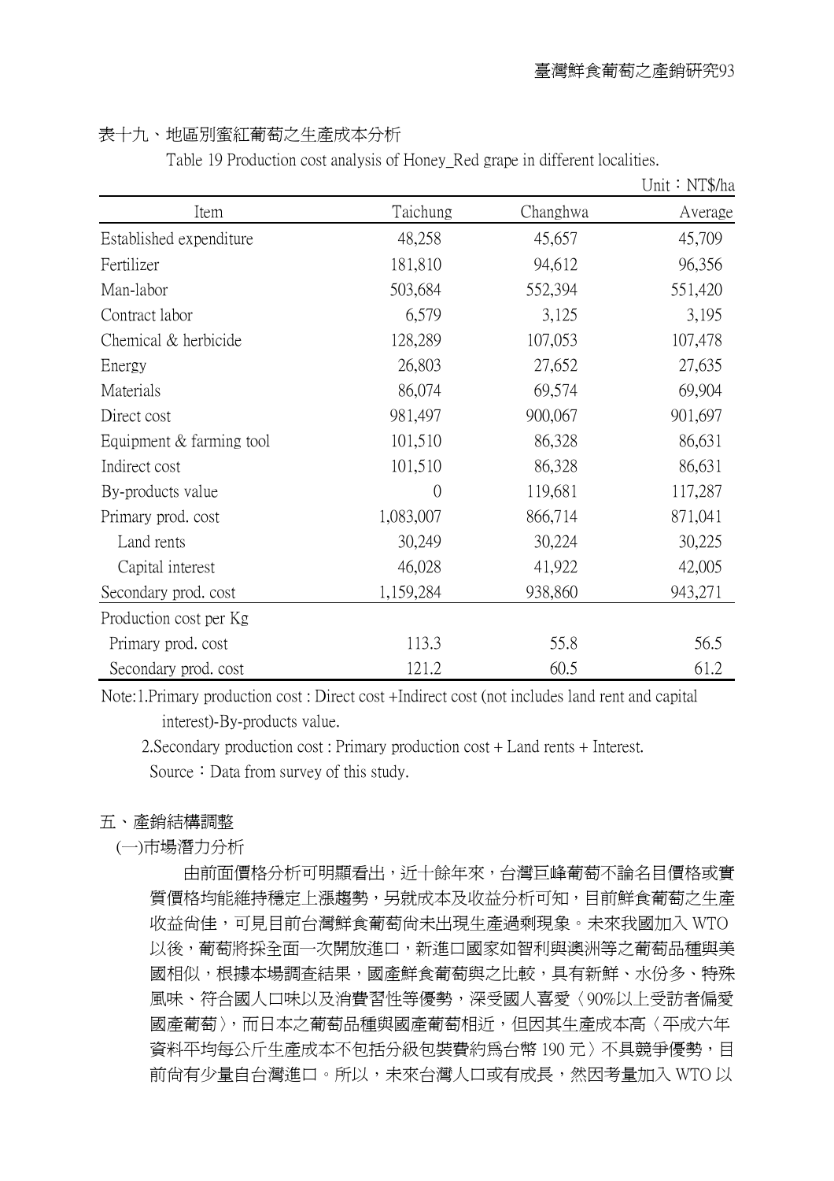表十九、地區別蜜紅葡萄之生產成本分析

Table 19 Production cost analysis of Honey_Red grape in different localities.

Unit：NT$/ha

| Item | Taichung | Changhwa | Average |
|---|---|---|---|
| Established expenditure | 48,258 | 45,657 | 45,709 |
| Fertilizer | 181,810 | 94,612 | 96,356 |
| Man-labor | 503,684 | 552,394 | 551,420 |
| Contract labor | 6,579 | 3,125 | 3,195 |
| Chemical & herbicide | 128,289 | 107,053 | 107,478 |
| Energy | 26,803 | 27,652 | 27,635 |
| Materials | 86,074 | 69,574 | 69,904 |
| Direct cost | 981,497 | 900,067 | 901,697 |
| Equipment & farming tool | 101,510 | 86,328 | 86,631 |
| Indirect cost | 101,510 | 86,328 | 86,631 |
| By-products value | 0 | 119,681 | 117,287 |
| Primary prod. cost | 1,083,007 | 866,714 | 871,041 |
| Land rents | 30,249 | 30,224 | 30,225 |
| Capital interest | 46,028 | 41,922 | 42,005 |
| Secondary prod. cost | 1,159,284 | 938,860 | 943,271 |
| Production cost per Kg | | | |
| Primary prod. cost | 113.3 | 55.8 | 56.5 |
| Secondary prod. cost | 121.2 | 60.5 | 61.2 |

Note:1.Primary production cost : Direct cost +Indirect cost (not includes land rent and capital interest)-By-products value.

2.Secondary production cost : Primary production cost + Land rents + Interest.

Source：Data from survey of this study.

## 五、產銷結構調整

### (一)市場潛力分析

由前面價格分析可明顯看出，近十餘年來，台灣巨峰葡萄不論名目價格或實質價格均能維持穩定上漲趨勢，另就成本及收益分析可知，目前鮮食葡萄之生產收益尚佳，可見目前台灣鮮食葡萄尚未出現生產過剩現象。未來我國加入 WTO 以後，葡萄將採全面一次開放進口，新進口國家如智利與澳洲等之葡萄品種與美國相似，根據本場調查結果，國產鮮食葡萄與之比較，具有新鮮、水份多、特殊風味、符合國人口味以及消費習性等優勢，深受國人喜愛〈90%以上受訪者偏愛國產葡萄〉，而日本之葡萄品種與國產葡萄相近，但因其生產成本高〈平成六年資料平均每公斤生產成本不包括分級包裝費約爲台幣 190 元〉不具競爭優勢，目前尚有少量自台灣進口。所以，未來台灣人口或有成長，然因考量加入 WTO 以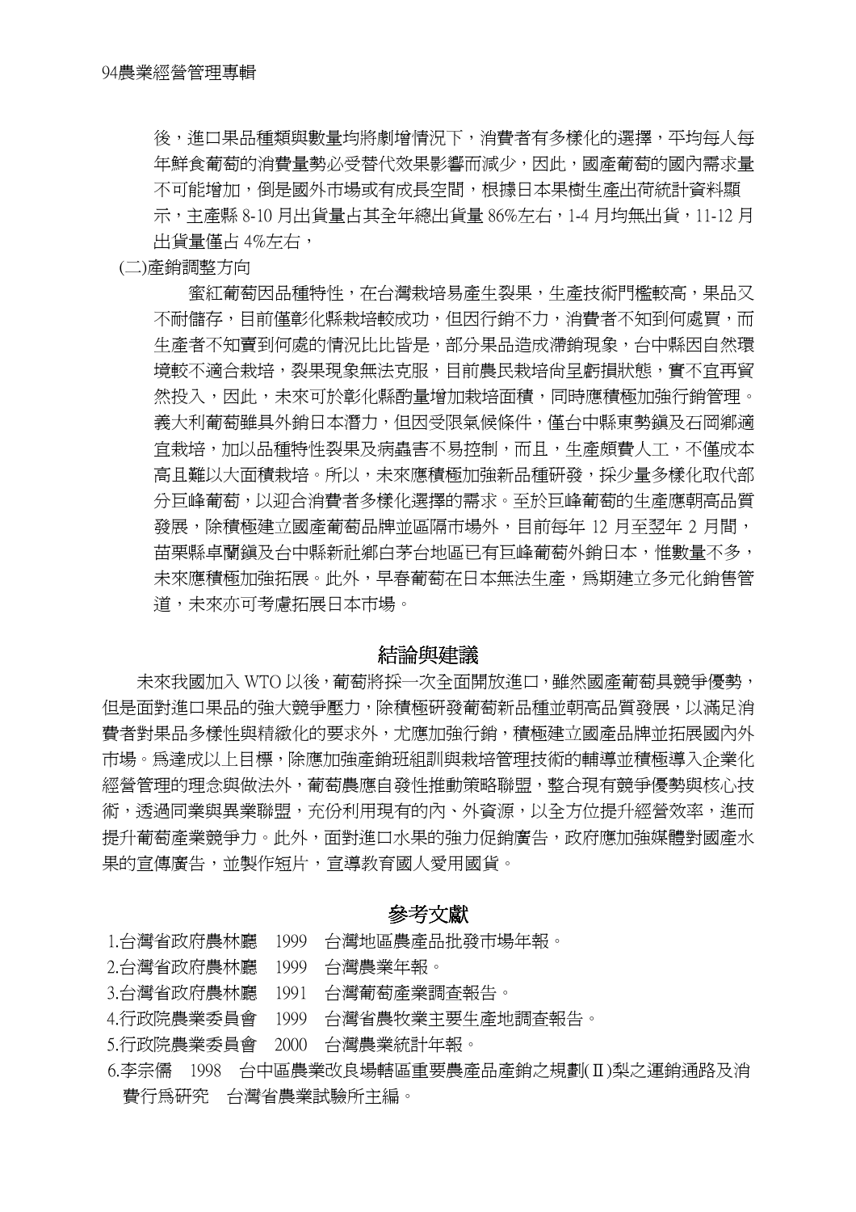後，進口果品種類與數量均將劇增情況下，消費者有多樣化的選擇，平均每人每年鮮食葡萄的消費量勢必受替代效果影響而減少，因此，國產葡萄的國內需求量不可能增加，倒是國外市場或有成長空間，根據日本果樹生產出荷統計資料顯示，主產縣 8-10 月出貨量占其全年總出貨量 86%左右，1-4 月均無出貨，11-12 月出貨量僅占 4%左右，

(二)產銷調整方向

蜜紅葡萄因品種特性，在台灣栽培易產生裂果，生產技術門檻較高，果品又不耐儲存，目前僅彰化縣栽培較成功，但因行銷不力，消費者不知到何處買，而生產者不知賣到何處的情況比比皆是，部分果品造成滯銷現象，台中縣因自然環境較不適合栽培，裂果現象無法克服，目前農民栽培尚呈虧損狀態，實不宜再貿然投入，因此，未來可於彰化縣酌量增加栽培面積，同時應積極加強行銷管理。義大利葡萄雖具外銷日本潛力，但因受限氣候條件，僅台中縣東勢鎮及石岡鄉適宜栽培，加以品種特性裂果及病蟲害不易控制，而且，生產頗費人工，不僅成本高且難以大面積栽培。所以，未來應積極加強新品種研發，採少量多樣化取代部分巨峰葡萄，以迎合消費者多樣化選擇的需求。至於巨峰葡萄的生產應朝高品質發展，除積極建立國產葡萄品牌並區隔市場外，目前每年 12 月至翌年 2 月間，苗栗縣卓蘭鎮及台中縣新社鄉白茅台地區已有巨峰葡萄外銷日本，惟數量不多，未來應積極加強拓展。此外，早春葡萄在日本無法生產，為期建立多元化銷售管道，未來亦可考慮拓展日本市場。

## 結論與建議

未來我國加入 WTO 以後，葡萄將採一次全面開放進口，雖然國產葡萄具競爭優勢，但是面對進口果品的強大競爭壓力，除積極研發葡萄新品種並朝高品質發展，以滿足消費者對果品多樣性與精緻化的要求外，尤應加強行銷，積極建立國產品牌並拓展國內外市場。為達成以上目標，除應加強產銷班組訓與栽培管理技術的輔導並積極導入企業化經營管理的理念與做法外，葡萄農應自發性推動策略聯盟，整合現有競爭優勢與核心技術，透過同業與異業聯盟，充份利用現有的內、外資源，以全方位提升經營效率，進而提升葡萄產業競爭力。此外，面對進口水果的強力促銷廣告，政府應加強媒體對國產水果的宣傳廣告，並製作短片，宣導教育國人愛用國貨。

## 參考文獻

1.台灣省政府農林廳　1999　台灣地區農產品批發市場年報。
2.台灣省政府農林廳　1999　台灣農業年報。
3.台灣省政府農林廳　1991　台灣葡萄產業調查報告。
4.行政院農業委員會　1999　台灣省農牧業主要生產地調查報告。
5.行政院農業委員會　2000　台灣農業統計年報。
6.李宗儒　1998　台中區農業改良場轄區重要農產品產銷之規劃(Ⅱ)梨之運銷通路及消費行為研究　台灣省農業試驗所主編。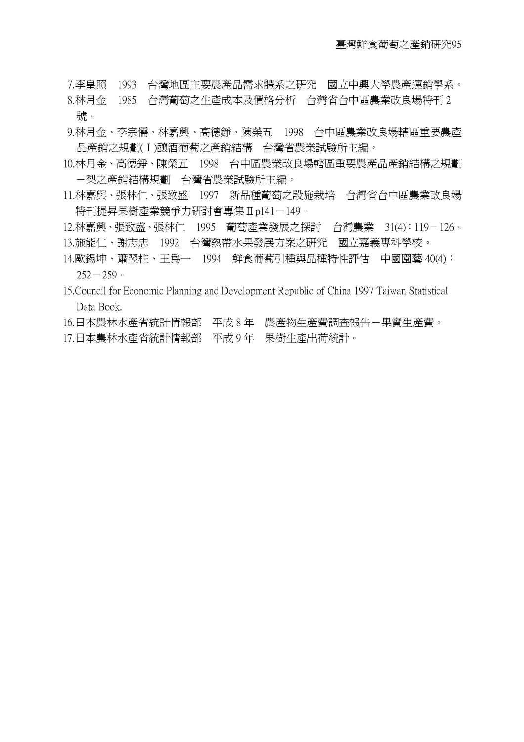7.李皇照　1993　台灣地區主要農產品需求體系之研究　國立中興大學農產運銷學系。

8.林月金　1985　台灣葡萄之生產成本及價格分析　台灣省台中區農業改良場特刊 2 號。

9.林月金、李宗儒、林嘉興、高德錚、陳榮五　1998　台中區農業改良場轄區重要農產品產銷之規劃(Ⅰ)釀酒葡萄之產銷結構　台灣省農業試驗所主編。

10.林月金、高德錚、陳榮五　1998　台中區農業改良場轄區重要農產品產銷結構之規劃－梨之產銷結構規劃　台灣省農業試驗所主編。

11.林嘉興、張林仁、張致盛　1997　新品種葡萄之設施栽培　台灣省台中區農業改良場特刊提昇果樹產業競爭力研討會專集Ⅱp141－149。

12.林嘉興、張致盛、張林仁　1995　葡萄產業發展之探討　台灣農業　31(4)：119－126。

13.施能仁、謝志忠　1992　台灣熱帶水果發展方案之研究　國立嘉義專科學校。

14.歐錫坤、蕭翌柱、王爲一　1994　鮮食葡萄引種與品種特性評估　中國園藝 40(4)：252－259。

15.Council for Economic Planning and Development Republic of China 1997 Taiwan Statistical Data Book.

16.日本農林水產省統計情報部　平成 8 年　農產物生產費調查報告－果實生產費。

17.日本農林水產省統計情報部　平成 9 年　果樹生產出荷統計。